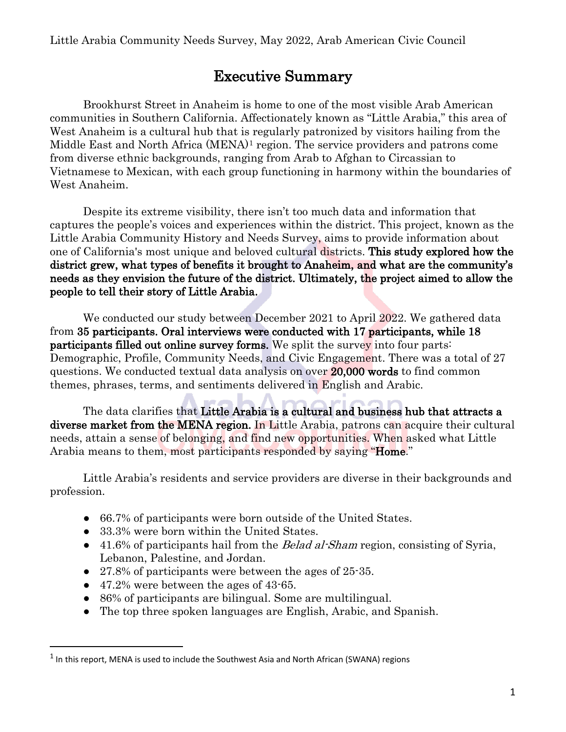# Executive Summary

Brookhurst Street in Anaheim is home to one of the most visible Arab American communities in Southern California. Affectionately known as "Little Arabia," this area of West Anaheim is a cultural hub that is regularly patronized by visitors hailing from the Middle East and North Africa (MENA)[1] region. The service providers and patrons come from diverse ethnic backgrounds, ranging from Arab to Afghan to Circassian to Vietnamese to Mexican, with each group functioning in harmony within the boundaries of West Anaheim.

Despite its extreme visibility, there isn't too much data and information that captures the people's voices and experiences within the district. This project, known as the Little Arabia Community History and Needs Survey, aims to provide information about one of California's most unique and beloved cultural districts. **This study explored how the district grew, what types of benefits it brought to Anaheim, and what are the community's needs as they envision the future of the district. Ultimately, the project aimed to allow the people to tell their story of Little Arabia.**

We conducted our study between December 2021 to April 2022. We gathered data from **35 participants. Oral interviews were conducted with 17 participants, while 18 participants filled out online survey forms.** We split the survey into four parts: Demographic, Profile, Community Needs, and Civic Engagement. There was a total of 27 questions. We conducted textual data analysis on over **20,000 words** to find common themes, phrases, terms, and sentiments delivered in English and Arabic.

The data clarifies that **Little Arabia is a cultural and business hub that attracts a diverse market from the MENA region.** In Little Arabia, patrons can acquire their cultural needs, attain a sense of belonging, and find new opportunities. When asked what Little Arabia means to them, most participants responded by saying "**Home**."

Little Arabia's residents and service providers are diverse in their backgrounds and profession.

- 66.7% of participants were born outside of the United States.
- 33.3% were born within the United States.
- 41.6% of participants hail from the *Belad al-Sham* region, consisting of Syria, Lebanon, Palestine, and Jordan.
- 27.8% of participants were between the ages of 25-35.
- 47.2% were between the ages of 43-65.
- 86% of participants are bilingual. Some are multilingual.
- The top three spoken languages are English, Arabic, and Spanish.

[1] In this report, MENA is used to include the Southwest Asia and North African (SWANA) regions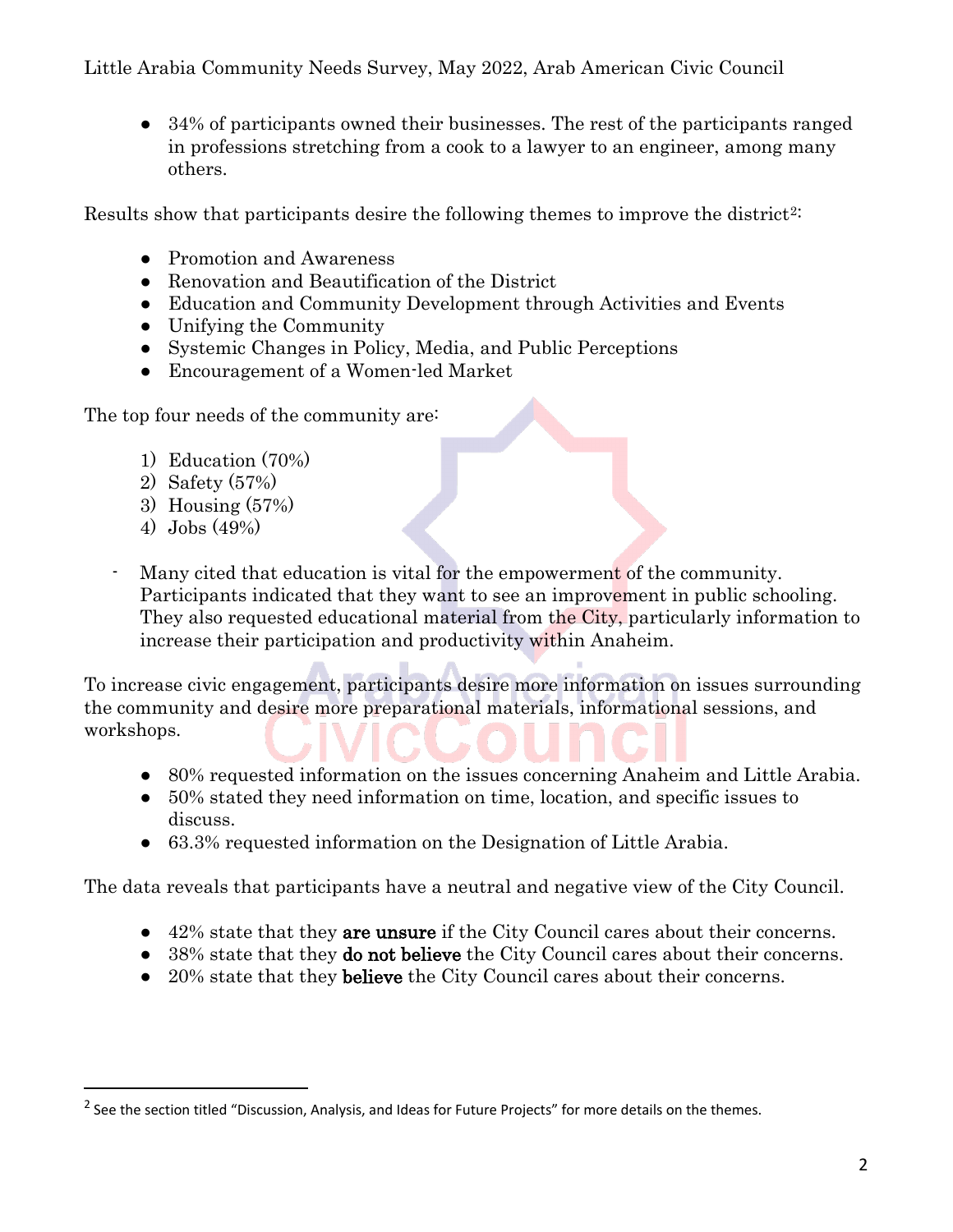- 34% of participants owned their businesses. The rest of the participants ranged in professions stretching from a cook to a lawyer to an engineer, among many others.

Results show that participants desire the following themes to improve the district[2]:

- Promotion and Awareness
- Renovation and Beautification of the District
- Education and Community Development through Activities and Events
- Unifying the Community
- Systemic Changes in Policy, Media, and Public Perceptions
- Encouragement of a Women-led Market

The top four needs of the community are:

1) Education (70%)
2) Safety (57%)
3) Housing (57%)
4) Jobs (49%)

- Many cited that education is vital for the empowerment of the community. Participants indicated that they want to see an improvement in public schooling. They also requested educational material from the City, particularly information to increase their participation and productivity within Anaheim.

To increase civic engagement, participants desire more information on issues surrounding the community and desire more preparational materials, informational sessions, and workshops.

- 80% requested information on the issues concerning Anaheim and Little Arabia.
- 50% stated they need information on time, location, and specific issues to discuss.
- 63.3% requested information on the Designation of Little Arabia.

The data reveals that participants have a neutral and negative view of the City Council.

- 42% state that they **are unsure** if the City Council cares about their concerns.
- 38% state that they **do not believe** the City Council cares about their concerns.
- 20% state that they **believe** the City Council cares about their concerns.

[2] See the section titled "Discussion, Analysis, and Ideas for Future Projects" for more details on the themes.